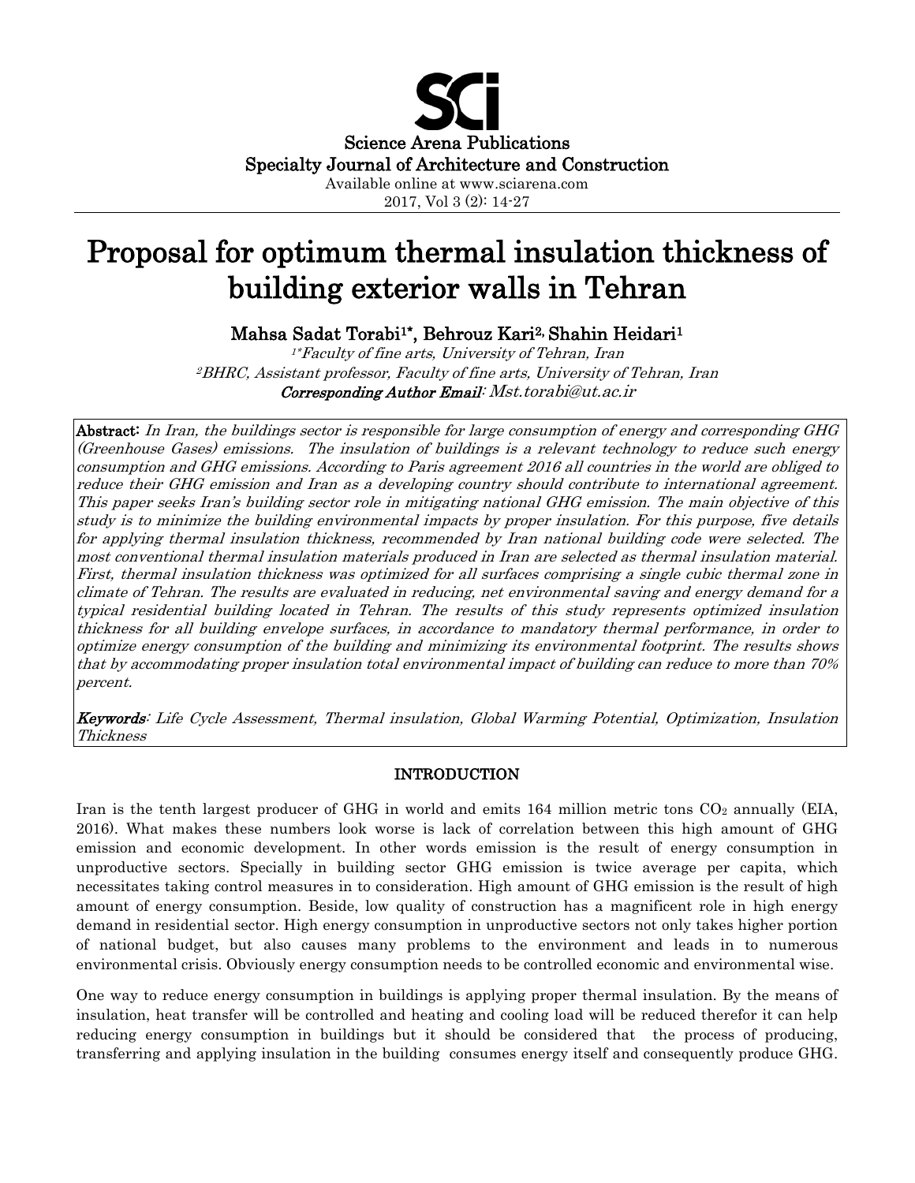Science Arena Publications
Specialty Journal of Architecture and Construction
Available online at www.sciarena.com
2017, Vol 3 (2): 14-27

# Proposal for optimum thermal insulation thickness of building exterior walls in Tehran

**Mahsa Sadat Torabi[1*], Behrouz Kari[2], Shahin Heidari[1]**

*[1*]Faculty of fine arts, University of Tehran, Iran*
*[2]BHRC, Assistant professor, Faculty of fine arts, University of Tehran, Iran*
***Corresponding Author Email**: Mst.torabi@ut.ac.ir*

**Abstract:** *In Iran, the buildings sector is responsible for large consumption of energy and corresponding GHG (Greenhouse Gases) emissions. The insulation of buildings is a relevant technology to reduce such energy consumption and GHG emissions. According to Paris agreement 2016 all countries in the world are obliged to reduce their GHG emission and Iran as a developing country should contribute to international agreement. This paper seeks Iran's building sector role in mitigating national GHG emission. The main objective of this study is to minimize the building environmental impacts by proper insulation. For this purpose, five details for applying thermal insulation thickness, recommended by Iran national building code were selected. The most conventional thermal insulation materials produced in Iran are selected as thermal insulation material. First, thermal insulation thickness was optimized for all surfaces comprising a single cubic thermal zone in climate of Tehran. The results are evaluated in reducing, net environmental saving and energy demand for a typical residential building located in Tehran. The results of this study represents optimized insulation thickness for all building envelope surfaces, in accordance to mandatory thermal performance, in order to optimize energy consumption of the building and minimizing its environmental footprint. The results shows that by accommodating proper insulation total environmental impact of building can reduce to more than 70% percent.*

***Keywords**: Life Cycle Assessment, Thermal insulation, Global Warming Potential, Optimization, Insulation Thickness*

## INTRODUCTION

Iran is the tenth largest producer of GHG in world and emits 164 million metric tons $CO_2$ annually (EIA, 2016). What makes these numbers look worse is lack of correlation between this high amount of GHG emission and economic development. In other words emission is the result of energy consumption in unproductive sectors. Specially in building sector GHG emission is twice average per capita, which necessitates taking control measures in to consideration. High amount of GHG emission is the result of high amount of energy consumption. Beside, low quality of construction has a magnificent role in high energy demand in residential sector. High energy consumption in unproductive sectors not only takes higher portion of national budget, but also causes many problems to the environment and leads in to numerous environmental crisis. Obviously energy consumption needs to be controlled economic and environmental wise.

One way to reduce energy consumption in buildings is applying proper thermal insulation. By the means of insulation, heat transfer will be controlled and heating and cooling load will be reduced therefor it can help reducing energy consumption in buildings but it should be considered that the process of producing, transferring and applying insulation in the building consumes energy itself and consequently produce GHG.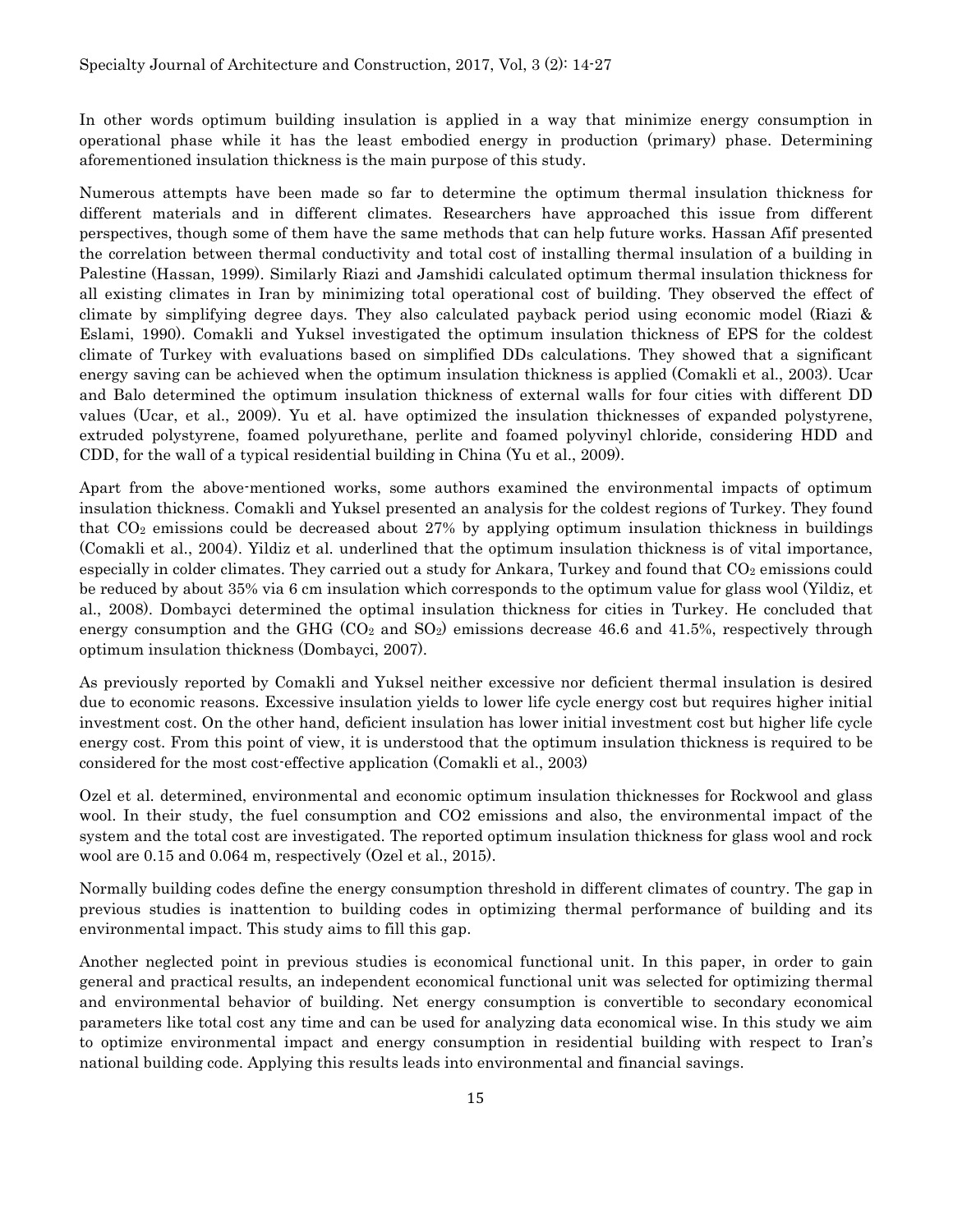In other words optimum building insulation is applied in a way that minimize energy consumption in operational phase while it has the least embodied energy in production (primary) phase. Determining aforementioned insulation thickness is the main purpose of this study.

Numerous attempts have been made so far to determine the optimum thermal insulation thickness for different materials and in different climates. Researchers have approached this issue from different perspectives, though some of them have the same methods that can help future works. Hassan Afif presented the correlation between thermal conductivity and total cost of installing thermal insulation of a building in Palestine (Hassan, 1999). Similarly Riazi and Jamshidi calculated optimum thermal insulation thickness for all existing climates in Iran by minimizing total operational cost of building. They observed the effect of climate by simplifying degree days. They also calculated payback period using economic model (Riazi & Eslami, 1990). Comakli and Yuksel investigated the optimum insulation thickness of EPS for the coldest climate of Turkey with evaluations based on simplified DDs calculations. They showed that a significant energy saving can be achieved when the optimum insulation thickness is applied (Comakli et al., 2003). Ucar and Balo determined the optimum insulation thickness of external walls for four cities with different DD values (Ucar, et al., 2009). Yu et al. have optimized the insulation thicknesses of expanded polystyrene, extruded polystyrene, foamed polyurethane, perlite and foamed polyvinyl chloride, considering HDD and CDD, for the wall of a typical residential building in China (Yu et al., 2009).

Apart from the above-mentioned works, some authors examined the environmental impacts of optimum insulation thickness. Comakli and Yuksel presented an analysis for the coldest regions of Turkey. They found that $CO_2$ emissions could be decreased about 27% by applying optimum insulation thickness in buildings (Comakli et al., 2004). Yildiz et al. underlined that the optimum insulation thickness is of vital importance, especially in colder climates. They carried out a study for Ankara, Turkey and found that $CO_2$ emissions could be reduced by about 35% via 6 cm insulation which corresponds to the optimum value for glass wool (Yildiz, et al., 2008). Dombayci determined the optimal insulation thickness for cities in Turkey. He concluded that energy consumption and the GHG ($CO_2$ and $SO_2$) emissions decrease 46.6 and 41.5%, respectively through optimum insulation thickness (Dombayci, 2007).

As previously reported by Comakli and Yuksel neither excessive nor deficient thermal insulation is desired due to economic reasons. Excessive insulation yields to lower life cycle energy cost but requires higher initial investment cost. On the other hand, deficient insulation has lower initial investment cost but higher life cycle energy cost. From this point of view, it is understood that the optimum insulation thickness is required to be considered for the most cost-effective application (Comakli et al., 2003)

Ozel et al. determined, environmental and economic optimum insulation thicknesses for Rockwool and glass wool. In their study, the fuel consumption and $CO_2$ emissions and also, the environmental impact of the system and the total cost are investigated. The reported optimum insulation thickness for glass wool and rock wool are 0.15 and 0.064 m, respectively (Ozel et al., 2015).

Normally building codes define the energy consumption threshold in different climates of country. The gap in previous studies is inattention to building codes in optimizing thermal performance of building and its environmental impact. This study aims to fill this gap.

Another neglected point in previous studies is economical functional unit. In this paper, in order to gain general and practical results, an independent economical functional unit was selected for optimizing thermal and environmental behavior of building. Net energy consumption is convertible to secondary economical parameters like total cost any time and can be used for analyzing data economical wise. In this study we aim to optimize environmental impact and energy consumption in residential building with respect to Iran's national building code. Applying this results leads into environmental and financial savings.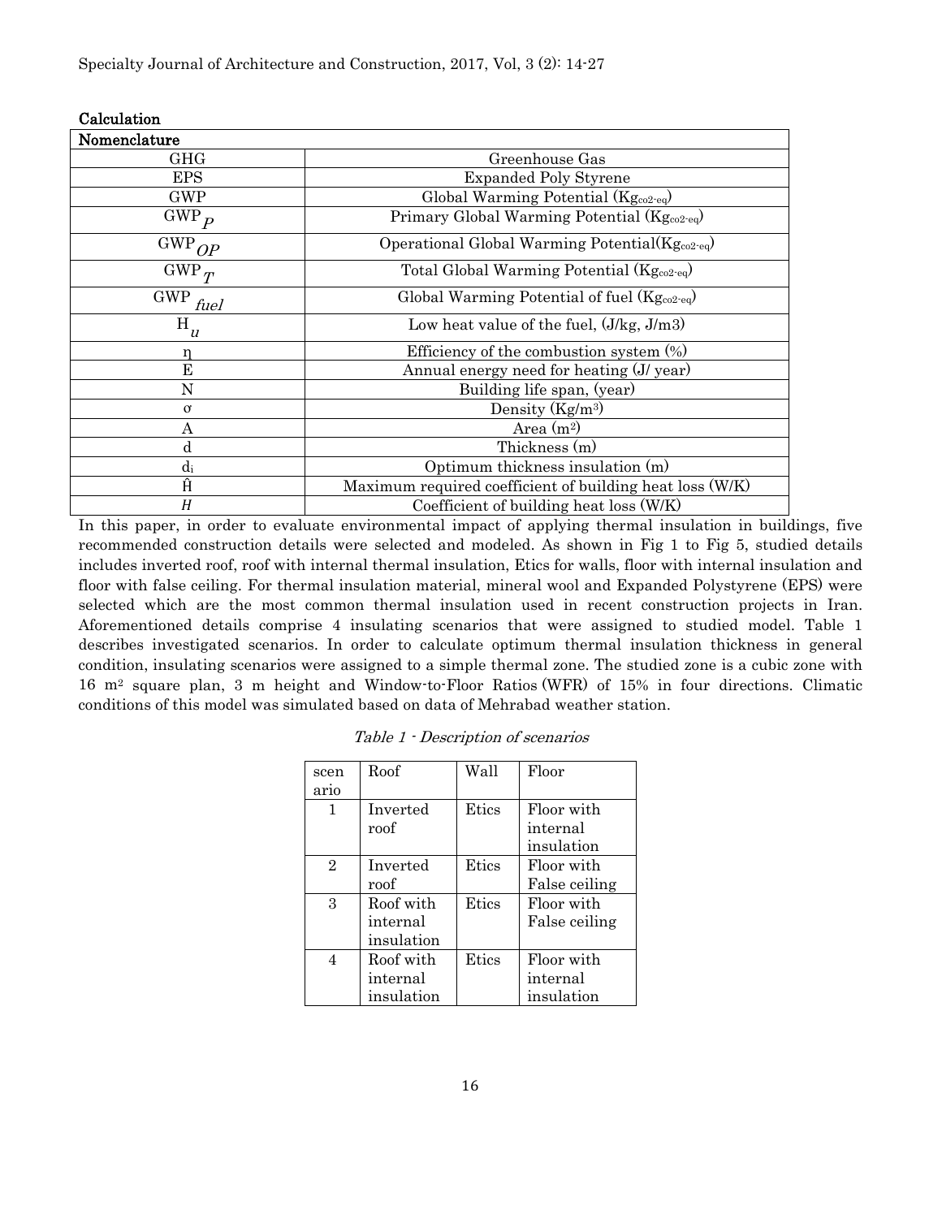**Calculation**

| Nomenclature | |
|---|---|
| GHG | Greenhouse Gas |
| EPS | Expanded Poly Styrene |
| GWP | Global Warming Potential ($Kg_{co2\text{-}eq}$) |
| $GWP_P$ | Primary Global Warming Potential ($Kg_{co2\text{-}eq}$) |
| $GWP_{OP}$ | Operational Global Warming Potential($Kg_{co2\text{-}eq}$) |
| $GWP_T$ | Total Global Warming Potential ($Kg_{co2\text{-}eq}$) |
| $GWP_{fuel}$ | Global Warming Potential of fuel ($Kg_{co2\text{-}eq}$) |
| $H_u$ | Low heat value of the fuel, (J/kg, J/m3) |
| η | Efficiency of the combustion system (%) |
| E | Annual energy need for heating (J/ year) |
| N | Building life span, (year) |
| σ | Density ($Kg/m^3$) |
| A | Area ($m^2$) |
| d | Thickness (m) |
| $d_i$ | Optimum thickness insulation (m) |
| Ĥ | Maximum required coefficient of building heat loss (W/K) |
| $H$ | Coefficient of building heat loss (W/K) |

In this paper, in order to evaluate environmental impact of applying thermal insulation in buildings, five recommended construction details were selected and modeled. As shown in Fig 1 to Fig 5, studied details includes inverted roof, roof with internal thermal insulation, Etics for walls, floor with internal insulation and floor with false ceiling. For thermal insulation material, mineral wool and Expanded Polystyrene (EPS) were selected which are the most common thermal insulation used in recent construction projects in Iran. Aforementioned details comprise 4 insulating scenarios that were assigned to studied model. Table 1 describes investigated scenarios. In order to calculate optimum thermal insulation thickness in general condition, insulating scenarios were assigned to a simple thermal zone. The studied zone is a cubic zone with 16 $m^2$ square plan, 3 m height and Window-to-Floor Ratios (WFR) of 15% in four directions. Climatic conditions of this model was simulated based on data of Mehrabad weather station.

*Table 1 - Description of scenarios*

| scenario | Roof | Wall | Floor |
|---|---|---|---|
| 1 | Inverted roof | Etics | Floor with internal insulation |
| 2 | Inverted roof | Etics | Floor with False ceiling |
| 3 | Roof with internal insulation | Etics | Floor with False ceiling |
| 4 | Roof with internal insulation | Etics | Floor with internal insulation |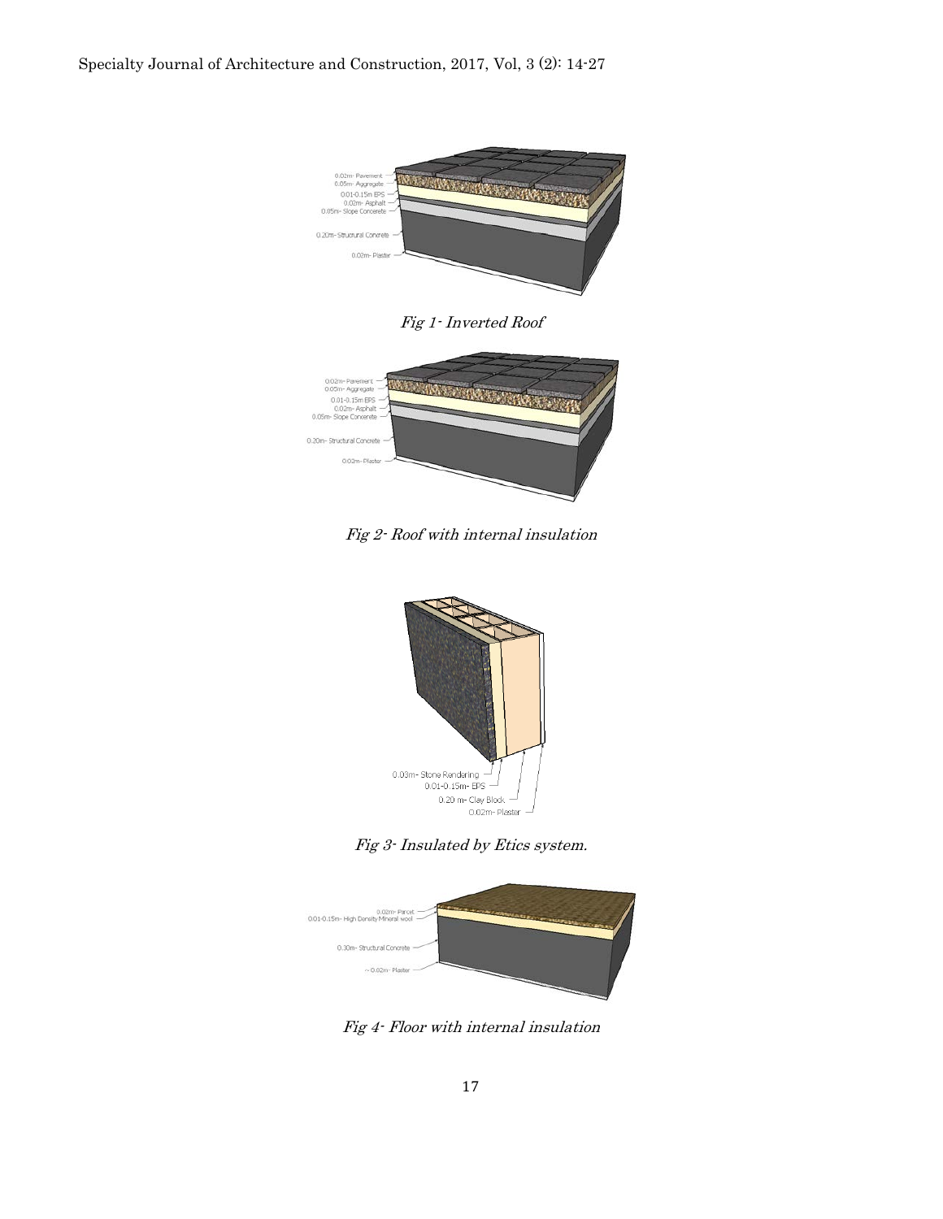Fig 1- Inverted Roof

Fig 2- Roof with internal insulation

Fig 3- Insulated by Etics system.

Fig 4- Floor with internal insulation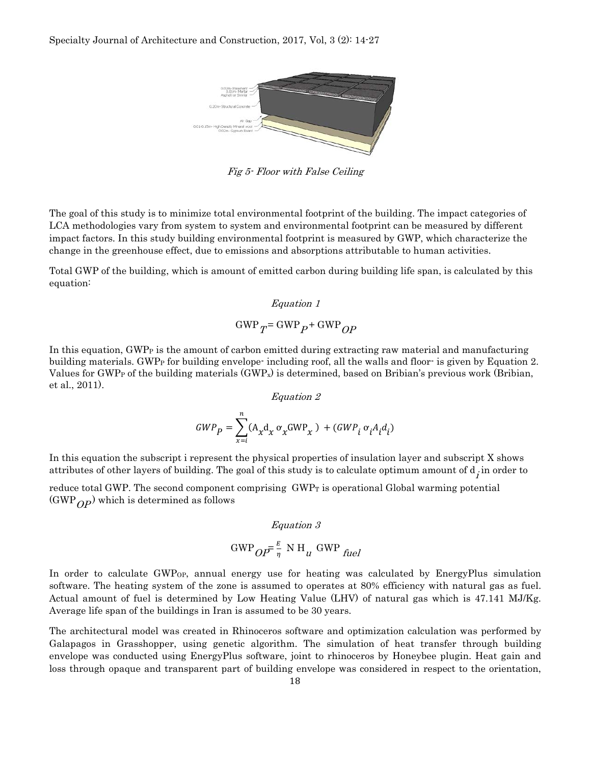*Fig 5- Floor with False Ceiling*

The goal of this study is to minimize total environmental footprint of the building. The impact categories of LCA methodologies vary from system to system and environmental footprint can be measured by different impact factors. In this study building environmental footprint is measured by GWP, which characterize the change in the greenhouse effect, due to emissions and absorptions attributable to human activities.

Total GWP of the building, which is amount of emitted carbon during building life span, is calculated by this equation:

*Equation 1*

$$GWP_T = GWP_P + GWP_{OP}$$

In this equation, $GWP_P$ is the amount of carbon emitted during extracting raw material and manufacturing building materials. $GWP_P$ for building envelope- including roof, all the walls and floor- is given by Equation 2. Values for $GWP_P$ of the building materials ($GWP_x$) is determined, based on Bribian's previous work (Bribian, et al., 2011).

*Equation 2*

$$GWP_P = \sum_{x=i}^{n} (A_x d_x \sigma_x GWP_x) + (GWP_i \sigma_i A_i d_i)$$

In this equation the subscript i represent the physical properties of insulation layer and subscript X shows attributes of other layers of building. The goal of this study is to calculate optimum amount of $d_i$ in order to reduce total GWP. The second component comprising $GWP_T$ is operational Global warming potential ($GWP_{OP}$) which is determined as follows

*Equation 3*

$$GWP_{OP} = \frac{E}{\eta} \ N \ H_u \ GWP_{fuel}$$

In order to calculate $GWP_{OP}$, annual energy use for heating was calculated by EnergyPlus simulation software. The heating system of the zone is assumed to operates at 80% efficiency with natural gas as fuel. Actual amount of fuel is determined by Low Heating Value (LHV) of natural gas which is 47.141 MJ/Kg. Average life span of the buildings in Iran is assumed to be 30 years.

The architectural model was created in Rhinoceros software and optimization calculation was performed by Galapagos in Grasshopper, using genetic algorithm. The simulation of heat transfer through building envelope was conducted using EnergyPlus software, joint to rhinoceros by Honeybee plugin. Heat gain and loss through opaque and transparent part of building envelope was considered in respect to the orientation,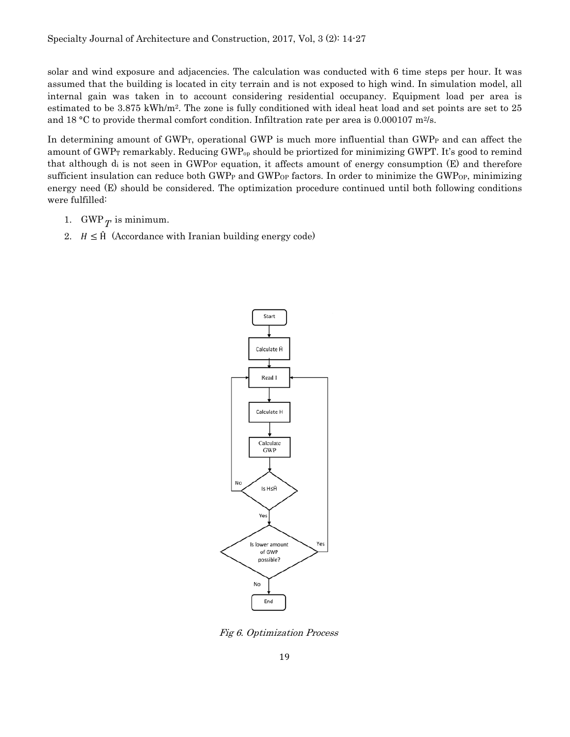solar and wind exposure and adjacencies. The calculation was conducted with 6 time steps per hour. It was assumed that the building is located in city terrain and is not exposed to high wind. In simulation model, all internal gain was taken in to account considering residential occupancy. Equipment load per area is estimated to be 3.875 kWh/m$^2$. The zone is fully conditioned with ideal heat load and set points are set to 25 and 18 °C to provide thermal comfort condition. Infiltration rate per area is 0.000107 m$^2$/s.

In determining amount of $GWP_T$, operational GWP is much more influential than $GWP_P$ and can affect the amount of $GWP_T$ remarkably. Reducing $GWP_{op}$ should be priortized for minimizing GWPT. It's good to remind that although $d_i$ is not seen in $GWP_{OP}$ equation, it affects amount of energy consumption (E) and therefore sufficient insulation can reduce both $GWP_P$ and $GWP_{OP}$ factors. In order to minimize the $GWP_{OP}$, minimizing energy need (E) should be considered. The optimization procedure continued until both following conditions were fulfilled:

1. $GWP_T$ is minimum.
2. $H \leq \hat{H}$ (Accordance with Iranian building energy code)

*Fig 6. Optimization Process*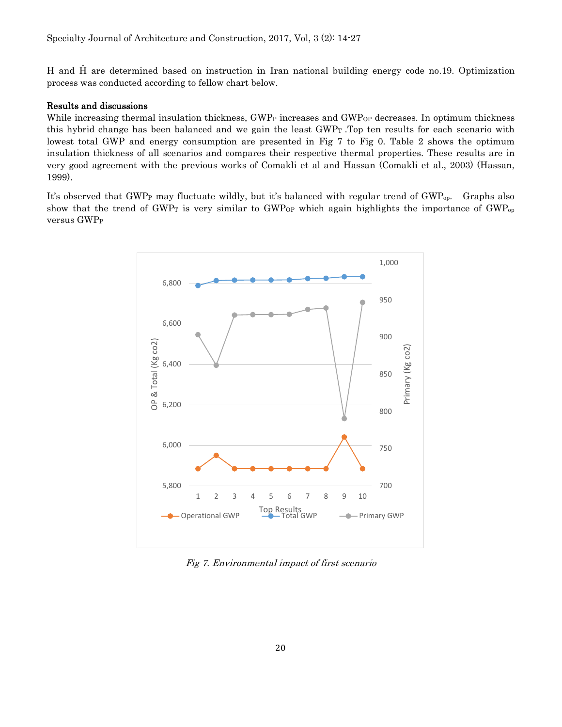H and Ĥ are determined based on instruction in Iran national building energy code no.19. Optimization process was conducted according to fellow chart below.

**Results and discussions**

While increasing thermal insulation thickness, $GWP_P$ increases and $GWP_{OP}$ decreases. In optimum thickness this hybrid change has been balanced and we gain the least $GWP_T$ .Top ten results for each scenario with lowest total GWP and energy consumption are presented in Fig 7 to Fig 0. Table 2 shows the optimum insulation thickness of all scenarios and compares their respective thermal properties. These results are in very good agreement with the previous works of Comakli et al and Hassan (Comakli et al., 2003) (Hassan, 1999).

It's observed that $GWP_P$ may fluctuate wildly, but it's balanced with regular trend of $GWP_{op}$. Graphs also show that the trend of $GWP_T$ is very similar to $GWP_{OP}$ which again highlights the importance of $GWP_{op}$ versus $GWP_P$

*Fig 7. Environmental impact of first scenario*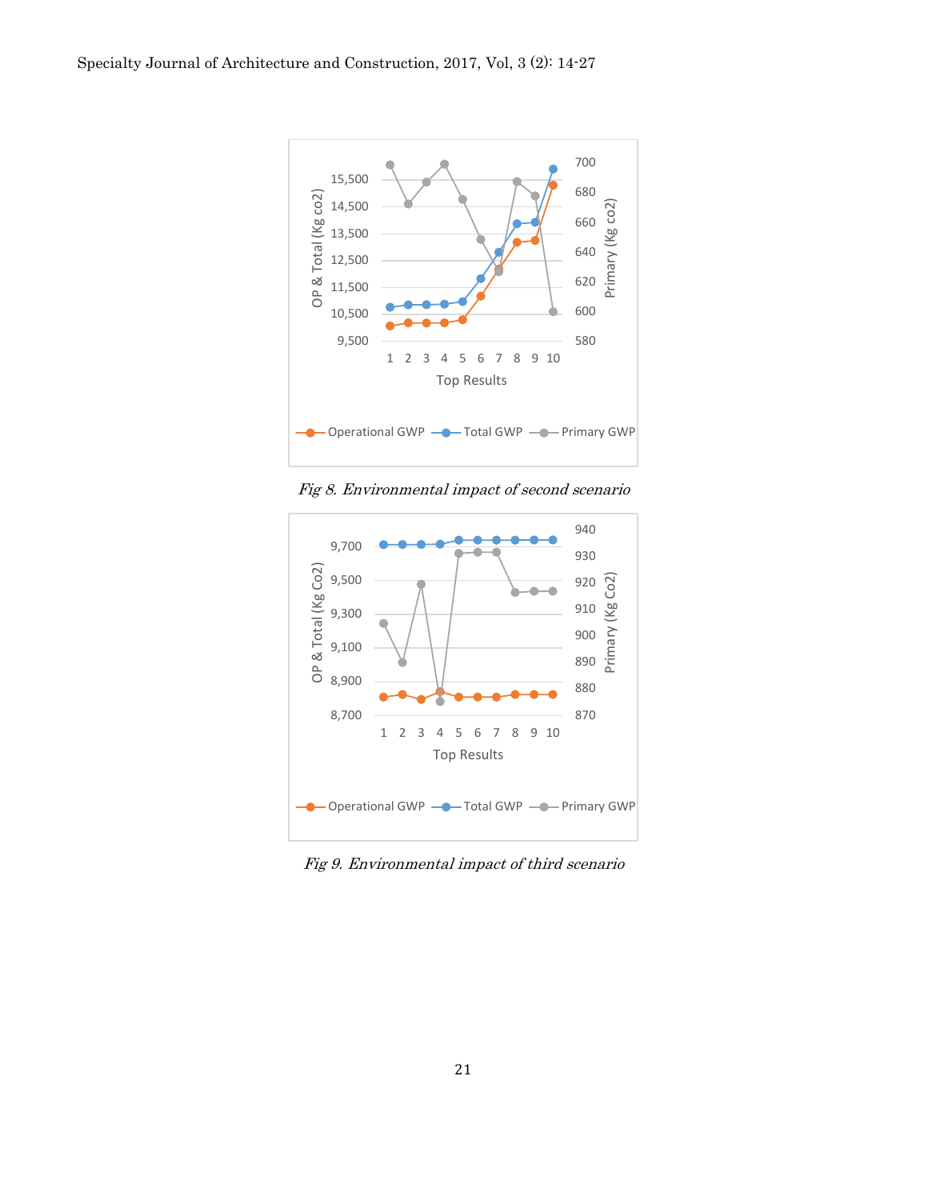Fig 8. Environmental impact of second scenario

Fig 9. Environmental impact of third scenario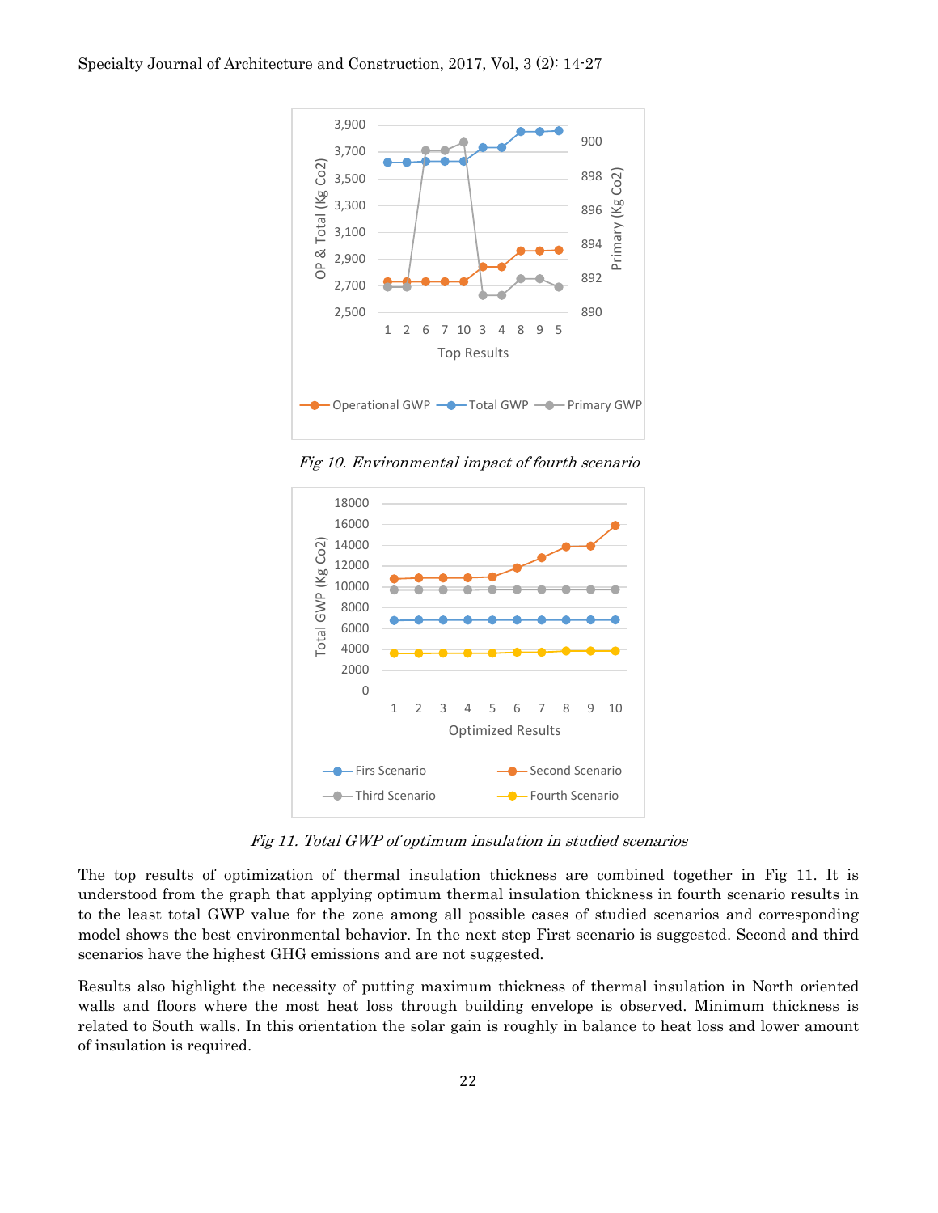Fig 10. *Environmental impact of fourth scenario*

Fig 11. *Total GWP of optimum insulation in studied scenarios*

The top results of optimization of thermal insulation thickness are combined together in Fig 11. It is understood from the graph that applying optimum thermal insulation thickness in fourth scenario results in to the least total GWP value for the zone among all possible cases of studied scenarios and corresponding model shows the best environmental behavior. In the next step First scenario is suggested. Second and third scenarios have the highest GHG emissions and are not suggested.

Results also highlight the necessity of putting maximum thickness of thermal insulation in North oriented walls and floors where the most heat loss through building envelope is observed. Minimum thickness is related to South walls. In this orientation the solar gain is roughly in balance to heat loss and lower amount of insulation is required.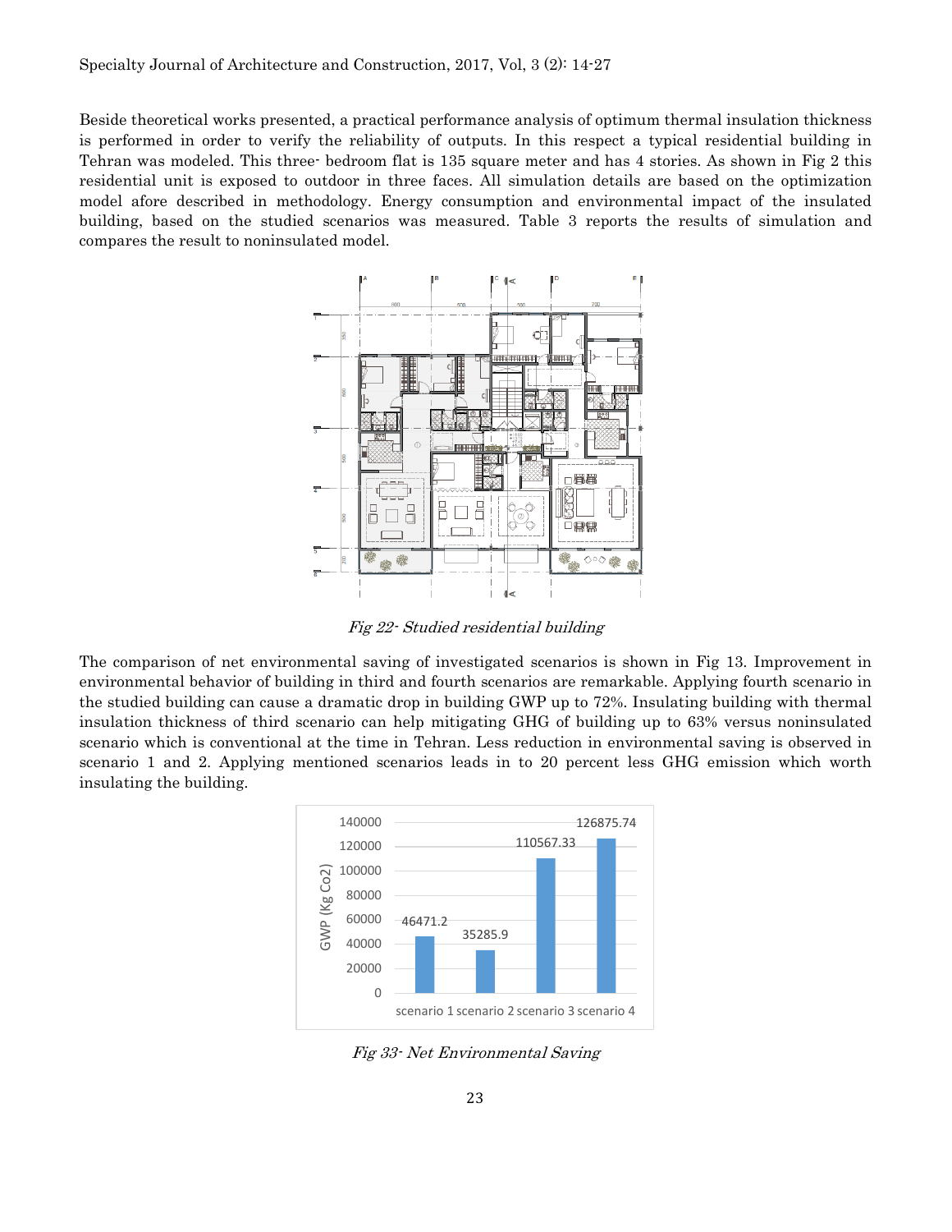Beside theoretical works presented, a practical performance analysis of optimum thermal insulation thickness is performed in order to verify the reliability of outputs. In this respect a typical residential building in Tehran was modeled. This three- bedroom flat is 135 square meter and has 4 stories. As shown in Fig 2 this residential unit is exposed to outdoor in three faces. All simulation details are based on the optimization model afore described in methodology. Energy consumption and environmental impact of the insulated building, based on the studied scenarios was measured. Table 3 reports the results of simulation and compares the result to noninsulated model.

*Fig 22- Studied residential building*

The comparison of net environmental saving of investigated scenarios is shown in Fig 13. Improvement in environmental behavior of building in third and fourth scenarios are remarkable. Applying fourth scenario in the studied building can cause a dramatic drop in building GWP up to 72%. Insulating building with thermal insulation thickness of third scenario can help mitigating GHG of building up to 63% versus noninsulated scenario which is conventional at the time in Tehran. Less reduction in environmental saving is observed in scenario 1 and 2. Applying mentioned scenarios leads in to 20 percent less GHG emission which worth insulating the building.

*Fig 33- Net Environmental Saving*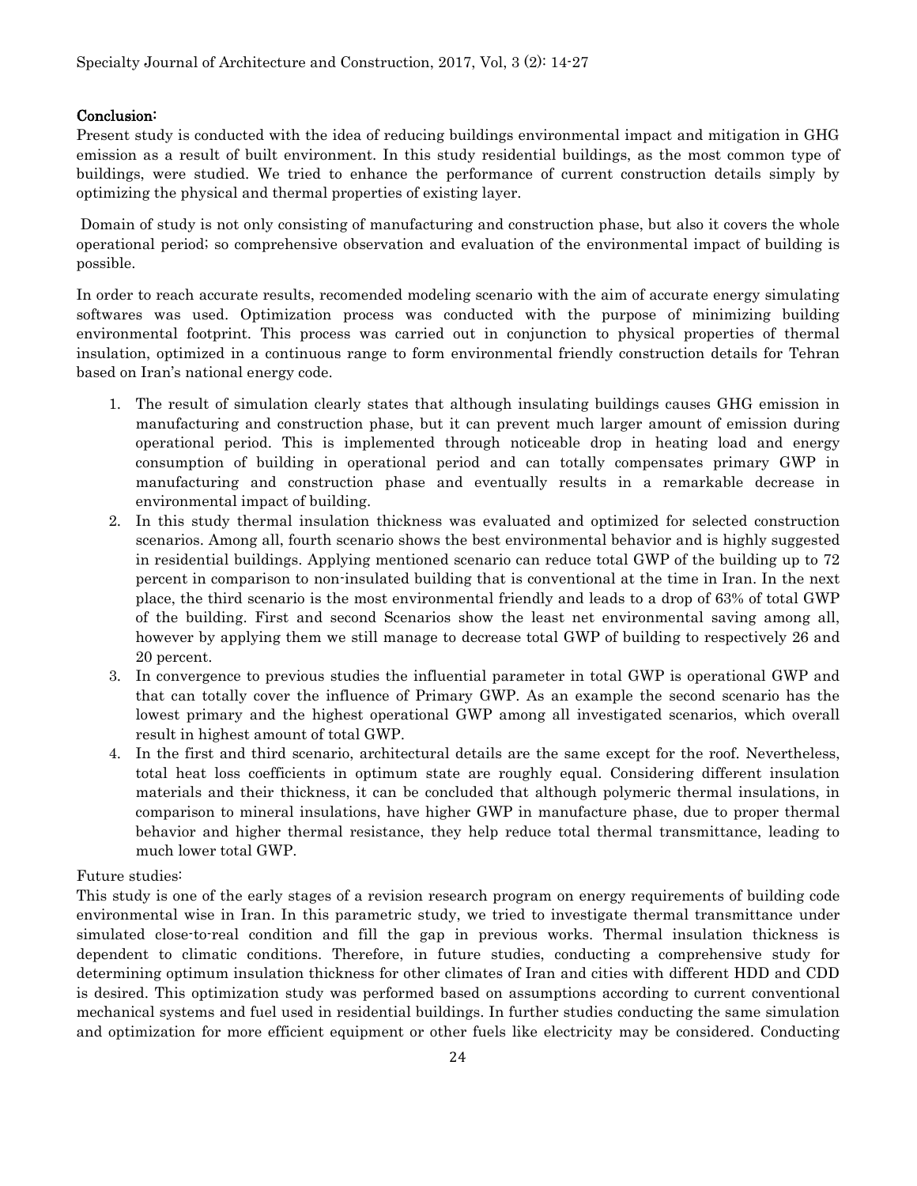## Conclusion:

Present study is conducted with the idea of reducing buildings environmental impact and mitigation in GHG emission as a result of built environment. In this study residential buildings, as the most common type of buildings, were studied. We tried to enhance the performance of current construction details simply by optimizing the physical and thermal properties of existing layer.

Domain of study is not only consisting of manufacturing and construction phase, but also it covers the whole operational period; so comprehensive observation and evaluation of the environmental impact of building is possible.

In order to reach accurate results, recomended modeling scenario with the aim of accurate energy simulating softwares was used. Optimization process was conducted with the purpose of minimizing building environmental footprint. This process was carried out in conjunction to physical properties of thermal insulation, optimized in a continuous range to form environmental friendly construction details for Tehran based on Iran's national energy code.

1. The result of simulation clearly states that although insulating buildings causes GHG emission in manufacturing and construction phase, but it can prevent much larger amount of emission during operational period. This is implemented through noticeable drop in heating load and energy consumption of building in operational period and can totally compensates primary GWP in manufacturing and construction phase and eventually results in a remarkable decrease in environmental impact of building.
2. In this study thermal insulation thickness was evaluated and optimized for selected construction scenarios. Among all, fourth scenario shows the best environmental behavior and is highly suggested in residential buildings. Applying mentioned scenario can reduce total GWP of the building up to 72 percent in comparison to non-insulated building that is conventional at the time in Iran. In the next place, the third scenario is the most environmental friendly and leads to a drop of 63% of total GWP of the building. First and second Scenarios show the least net environmental saving among all, however by applying them we still manage to decrease total GWP of building to respectively 26 and 20 percent.
3. In convergence to previous studies the influential parameter in total GWP is operational GWP and that can totally cover the influence of Primary GWP. As an example the second scenario has the lowest primary and the highest operational GWP among all investigated scenarios, which overall result in highest amount of total GWP.
4. In the first and third scenario, architectural details are the same except for the roof. Nevertheless, total heat loss coefficients in optimum state are roughly equal. Considering different insulation materials and their thickness, it can be concluded that although polymeric thermal insulations, in comparison to mineral insulations, have higher GWP in manufacture phase, due to proper thermal behavior and higher thermal resistance, they help reduce total thermal transmittance, leading to much lower total GWP.

Future studies:

This study is one of the early stages of a revision research program on energy requirements of building code environmental wise in Iran. In this parametric study, we tried to investigate thermal transmittance under simulated close-to-real condition and fill the gap in previous works. Thermal insulation thickness is dependent to climatic conditions. Therefore, in future studies, conducting a comprehensive study for determining optimum insulation thickness for other climates of Iran and cities with different HDD and CDD is desired. This optimization study was performed based on assumptions according to current conventional mechanical systems and fuel used in residential buildings. In further studies conducting the same simulation and optimization for more efficient equipment or other fuels like electricity may be considered. Conducting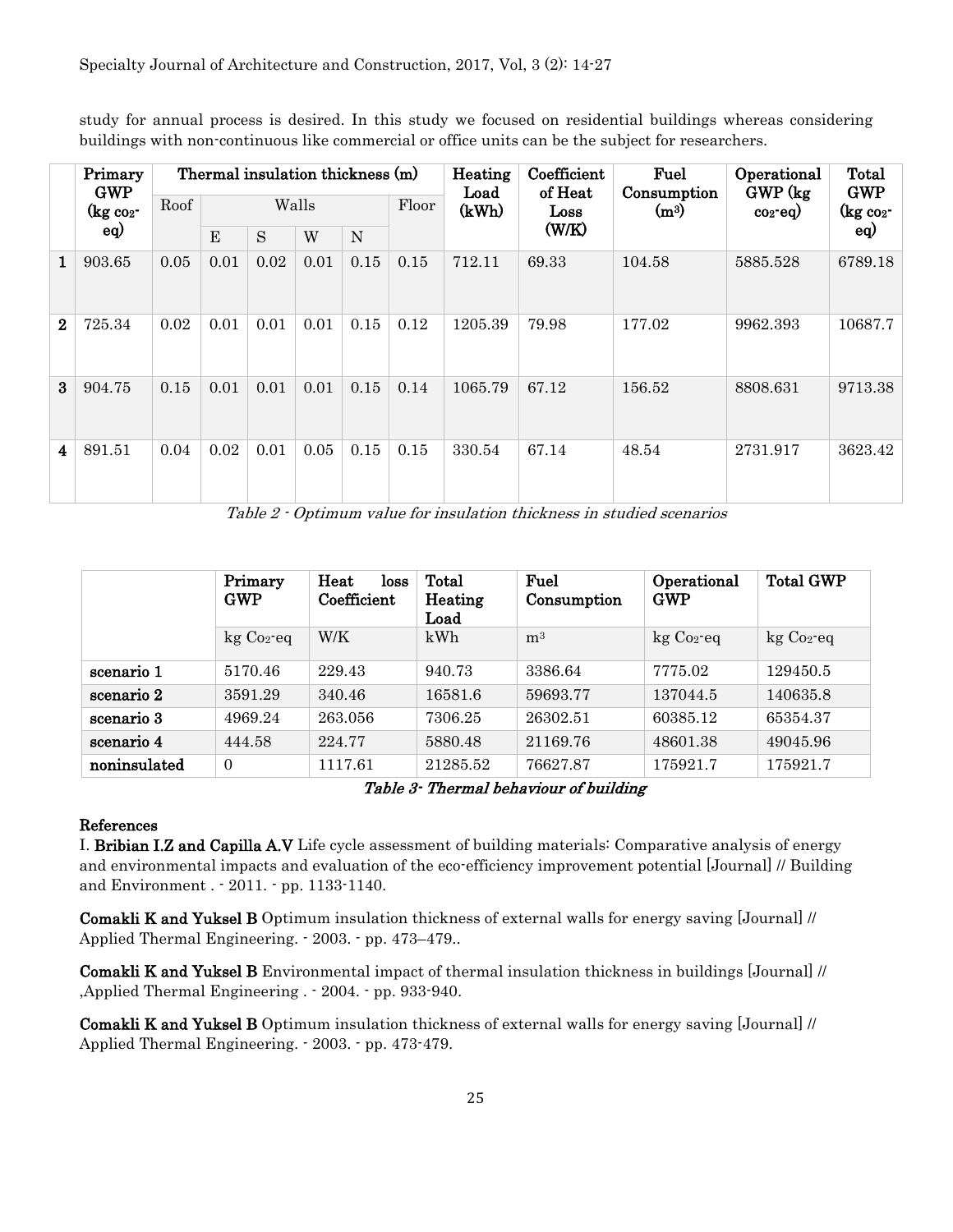study for annual process is desired. In this study we focused on residential buildings whereas considering buildings with non-continuous like commercial or office units can be the subject for researchers.

| | Primary GWP (kg $CO_2$-eq) | Thermal insulation thickness (m) | | | | | | Heating Load (kWh) | Coefficient of Heat Loss (W/K) | Fuel Consumption ($m^3$) | Operational GWP (kg $CO_2$-eq) | Total GWP (kg $CO_2$-eq) |
|---|---|---|---|---|---|---|---|---|---|---|---|---|
| | | Roof | Walls | | | | Floor | | | | | |
| | | | E | S | W | N | | | | | | |
| **1** | 903.65 | 0.05 | 0.01 | 0.02 | 0.01 | 0.15 | 0.15 | 712.11 | 69.33 | 104.58 | 5885.528 | 6789.18 |
| **2** | 725.34 | 0.02 | 0.01 | 0.01 | 0.01 | 0.15 | 0.12 | 1205.39 | 79.98 | 177.02 | 9962.393 | 10687.7 |
| **3** | 904.75 | 0.15 | 0.01 | 0.01 | 0.01 | 0.15 | 0.14 | 1065.79 | 67.12 | 156.52 | 8808.631 | 9713.38 |
| **4** | 891.51 | 0.04 | 0.02 | 0.01 | 0.05 | 0.15 | 0.15 | 330.54 | 67.14 | 48.54 | 2731.917 | 3623.42 |

*Table 2 - Optimum value for insulation thickness in studied scenarios*

| | Primary GWP | Heat loss Coefficient | Total Heating Load | Fuel Consumption | Operational GWP | Total GWP |
|---|---|---|---|---|---|---|
| | kg $CO_2$-eq | W/K | kWh | $m^3$ | kg $CO_2$-eq | kg $CO_2$-eq |
| **scenario 1** | 5170.46 | 229.43 | 940.73 | 3386.64 | 7775.02 | 129450.5 |
| **scenario 2** | 3591.29 | 340.46 | 16581.6 | 59693.77 | 137044.5 | 140635.8 |
| **scenario 3** | 4969.24 | 263.056 | 7306.25 | 26302.51 | 60385.12 | 65354.37 |
| **scenario 4** | 444.58 | 224.77 | 5880.48 | 21169.76 | 48601.38 | 49045.96 |
| **noninsulated** | 0 | 1117.61 | 21285.52 | 76627.87 | 175921.7 | 175921.7 |

***Table 3- Thermal behaviour of building***

## References

I. **Bribian I.Z and Capilla A.V** Life cycle assessment of building materials: Comparative analysis of energy and environmental impacts and evaluation of the eco-efficiency improvement potential [Journal] // Building and Environment . - 2011. - pp. 1133-1140.

**Comakli K and Yuksel B** Optimum insulation thickness of external walls for energy saving [Journal] // Applied Thermal Engineering. - 2003. - pp. 473–479..

**Comakli K and Yuksel B** Environmental impact of thermal insulation thickness in buildings [Journal] // ,Applied Thermal Engineering . - 2004. - pp. 933-940.

**Comakli K and Yuksel B** Optimum insulation thickness of external walls for energy saving [Journal] // Applied Thermal Engineering. - 2003. - pp. 473-479.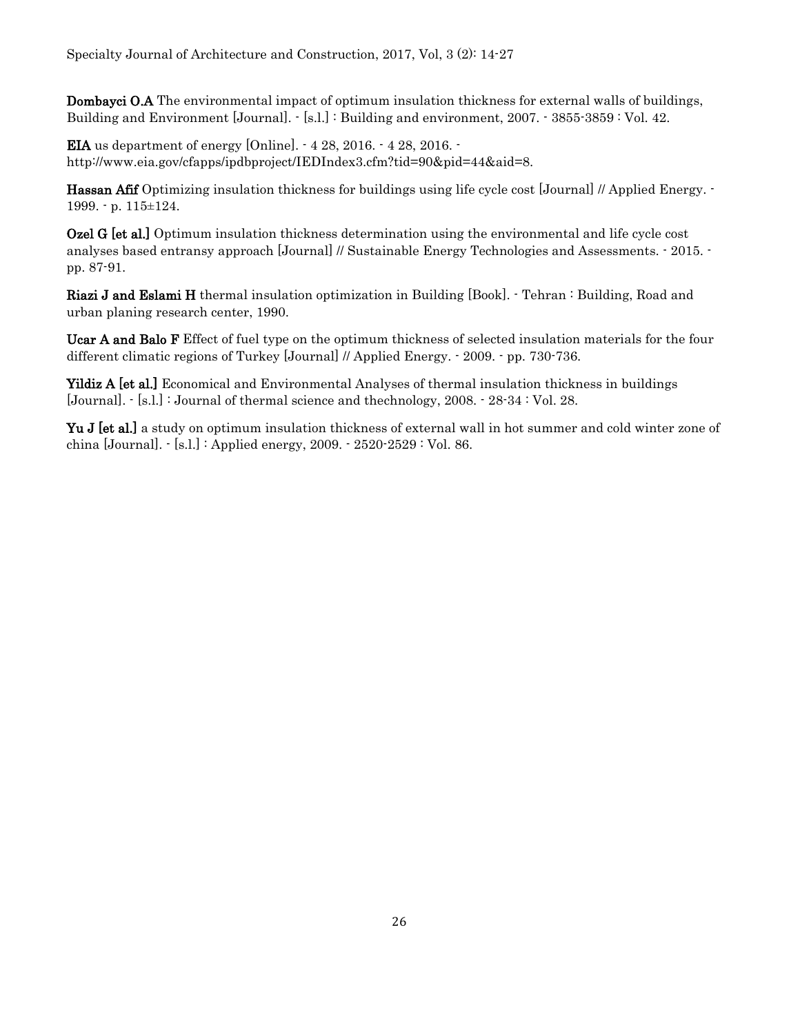**Dombayci O.A** The environmental impact of optimum insulation thickness for external walls of buildings, Building and Environment [Journal]. - [s.l.] : Building and environment, 2007. - 3855-3859 : Vol. 42.

**EIA** us department of energy [Online]. - 4 28, 2016. - 4 28, 2016. - http://www.eia.gov/cfapps/ipdbproject/IEDIndex3.cfm?tid=90&pid=44&aid=8.

**Hassan Afif** Optimizing insulation thickness for buildings using life cycle cost [Journal] // Applied Energy. - 1999. - p. 115±124.

**Ozel G [et al.]** Optimum insulation thickness determination using the environmental and life cycle cost analyses based entransy approach [Journal] // Sustainable Energy Technologies and Assessments. - 2015. - pp. 87-91.

**Riazi J and Eslami H** thermal insulation optimization in Building [Book]. - Tehran : Building, Road and urban planing research center, 1990.

**Ucar A and Balo F** Effect of fuel type on the optimum thickness of selected insulation materials for the four different climatic regions of Turkey [Journal] // Applied Energy. - 2009. - pp. 730-736.

**Yildiz A [et al.]** Economical and Environmental Analyses of thermal insulation thickness in buildings [Journal]. - [s.l.] : Journal of thermal science and thechnology, 2008. - 28-34 : Vol. 28.

**Yu J [et al.]** a study on optimum insulation thickness of external wall in hot summer and cold winter zone of china [Journal]. - [s.l.] : Applied energy, 2009. - 2520-2529 : Vol. 86.